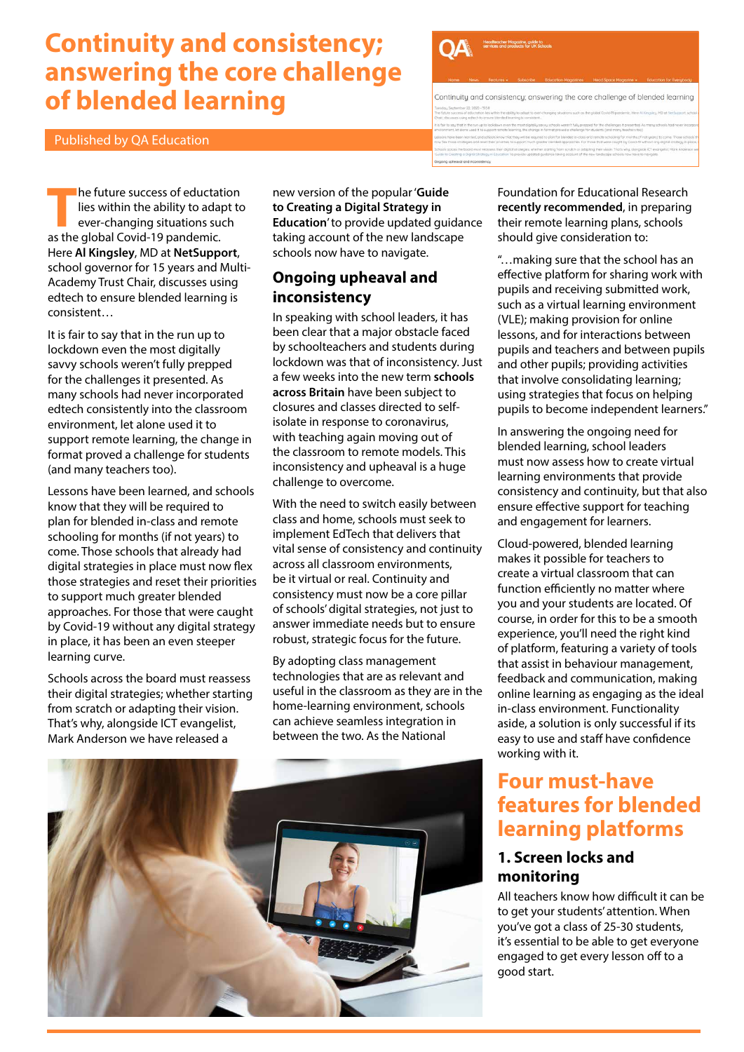# Continuity and consistency; answering the core challenge of blended learning

Published by QA Education

The future success of eductation lies within the ability to adapt to ever-changing situations such as the global Covid-19 pandemic. Here **Al Kingsley**, MD at **NetSupport**, school governor for 15 years and Multi-Academy Trust Chair, discusses using edtech to ensure blended learning is consistent…

It is fair to say that in the run up to lockdown even the most digitally savvy schools weren't fully prepped for the challenges it presented. As many schools had never incorporated edtech consistently into the classroom environment, let alone used it to support remote learning, the change in format proved a challenge for students (and many teachers too).

Lessons have been learned, and schools know that they will be required to plan for blended in-class and remote schooling for months (if not years) to come. Those schools that already had digital strategies in place must now flex those strategies and reset their priorities to support much greater blended approaches. For those that were caught by Covid-19 without any digital strategy in place, it has been an even steeper learning curve.

Schools across the board must reassess their digital strategies; whether starting from scratch or adapting their vision. That's why, alongside ICT evangelist, Mark Anderson we have released a new version of the popular '**Guide to Creating a Digital Strategy in Education**' to provide updated guidance taking account of the new landscape schools now have to navigate.

## Ongoing upheaval and inconsistency

In speaking with school leaders, it has been clear that a major obstacle faced by schoolteachers and students during lockdown was that of inconsistency. Just a few weeks into the new term **schools across Britain** have been subject to closures and classes directed to self-isolate in response to coronavirus, with teaching again moving out of the classroom to remote models. This inconsistency and upheaval is a huge challenge to overcome.

With the need to switch easily between class and home, schools must seek to implement EdTech that delivers that vital sense of consistency and continuity across all classroom environments, be it virtual or real. Continuity and consistency must now be a core pillar of schools' digital strategies, not just to answer immediate needs but to ensure robust, strategic focus for the future.

By adopting class management technologies that are as relevant and useful in the classroom as they are in the home-learning environment, schools can achieve seamless integration in between the two. As the National Foundation for Educational Research **recently recommended**, in preparing their remote learning plans, schools should give consideration to:

"…making sure that the school has an effective platform for sharing work with pupils and receiving submitted work, such as a virtual learning environment (VLE); making provision for online lessons, and for interactions between pupils and teachers and between pupils and other pupils; providing activities that involve consolidating learning; using strategies that focus on helping pupils to become independent learners."

In answering the ongoing need for blended learning, school leaders must now assess how to create virtual learning environments that provide consistency and continuity, but that also ensure effective support for teaching and engagement for learners.

Cloud-powered, blended learning makes it possible for teachers to create a virtual classroom that can function efficiently no matter where you and your students are located. Of course, in order for this to be a smooth experience, you'll need the right kind of platform, featuring a variety of tools that assist in behaviour management, feedback and communication, making online learning as engaging as the ideal in-class environment. Functionality aside, a solution is only successful if its easy to use and staff have confidence working with it.

## Four must-have features for blended learning platforms

### 1. Screen locks and monitoring

All teachers know how difficult it can be to get your students' attention. When you've got a class of 25-30 students, it's essential to be able to get everyone engaged to get every lesson off to a good start.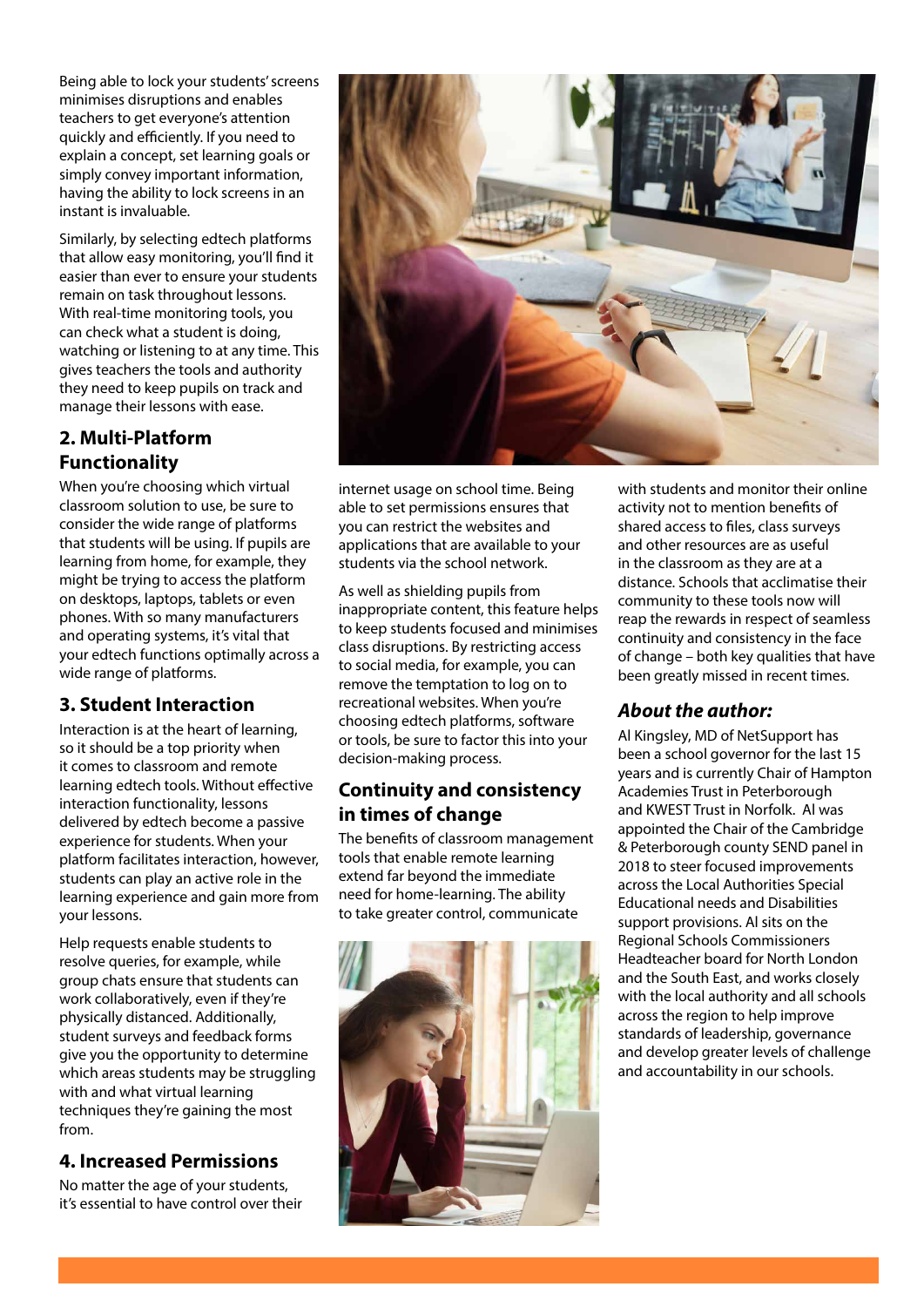Being able to lock your students' screens minimises disruptions and enables teachers to get everyone's attention quickly and efficiently. If you need to explain a concept, set learning goals or simply convey important information, having the ability to lock screens in an instant is invaluable.

Similarly, by selecting edtech platforms that allow easy monitoring, you'll find it easier than ever to ensure your students remain on task throughout lessons. With real-time monitoring tools, you can check what a student is doing, watching or listening to at any time. This gives teachers the tools and authority they need to keep pupils on track and manage their lessons with ease.

## 2. Multi-Platform Functionality

When you're choosing which virtual classroom solution to use, be sure to consider the wide range of platforms that students will be using. If pupils are learning from home, for example, they might be trying to access the platform on desktops, laptops, tablets or even phones. With so many manufacturers and operating systems, it's vital that your edtech functions optimally across a wide range of platforms.

## 3. Student Interaction

Interaction is at the heart of learning, so it should be a top priority when it comes to classroom and remote learning edtech tools. Without effective interaction functionality, lessons delivered by edtech become a passive experience for students. When your platform facilitates interaction, however, students can play an active role in the learning experience and gain more from your lessons.

Help requests enable students to resolve queries, for example, while group chats ensure that students can work collaboratively, even if they're physically distanced. Additionally, student surveys and feedback forms give you the opportunity to determine which areas students may be struggling with and what virtual learning techniques they're gaining the most from.

## 4. Increased Permissions

No matter the age of your students, it's essential to have control over their internet usage on school time. Being able to set permissions ensures that you can restrict the websites and applications that are available to your students via the school network.

As well as shielding pupils from inappropriate content, this feature helps to keep students focused and minimises class disruptions. By restricting access to social media, for example, you can remove the temptation to log on to recreational websites. When you're choosing edtech platforms, software or tools, be sure to factor this into your decision-making process.

## Continuity and consistency in times of change

The benefits of classroom management tools that enable remote learning extend far beyond the immediate need for home-learning. The ability to take greater control, communicate with students and monitor their online activity not to mention benefits of shared access to files, class surveys and other resources are as useful in the classroom as they are at a distance. Schools that acclimatise their community to these tools now will reap the rewards in respect of seamless continuity and consistency in the face of change – both key qualities that have been greatly missed in recent times.

## *About the author:*

Al Kingsley, MD of NetSupport has been a school governor for the last 15 years and is currently Chair of Hampton Academies Trust in Peterborough and KWEST Trust in Norfolk. Al was appointed the Chair of the Cambridge & Peterborough county SEND panel in 2018 to steer focused improvements across the Local Authorities Special Educational needs and Disabilities support provisions. Al sits on the Regional Schools Commissioners Headteacher board for North London and the South East, and works closely with the local authority and all schools across the region to help improve standards of leadership, governance and develop greater levels of challenge and accountability in our schools.